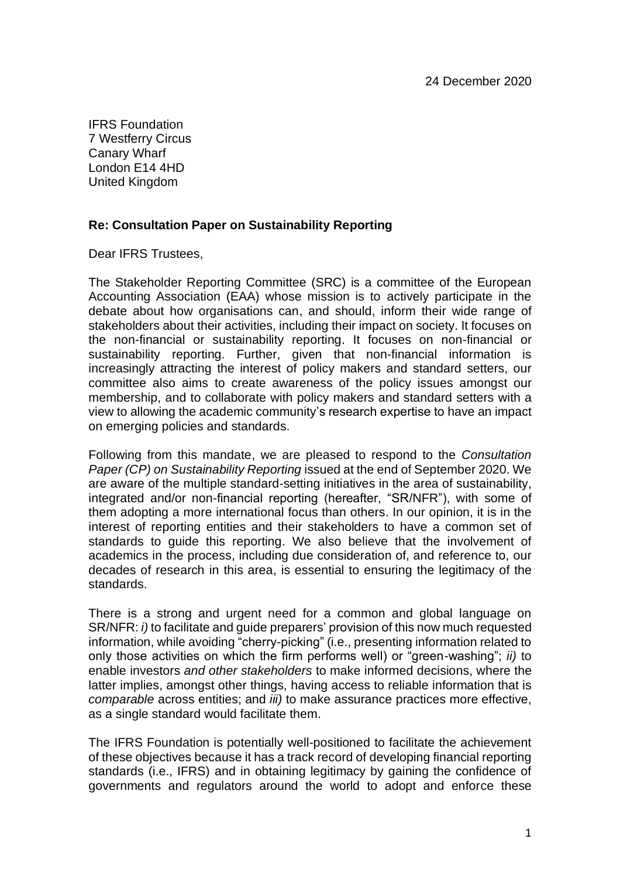24 December 2020

IFRS Foundation
7 Westferry Circus
Canary Wharf
London E14 4HD
United Kingdom

**Re: Consultation Paper on Sustainability Reporting**

Dear IFRS Trustees,

The Stakeholder Reporting Committee (SRC) is a committee of the European Accounting Association (EAA) whose mission is to actively participate in the debate about how organisations can, and should, inform their wide range of stakeholders about their activities, including their impact on society. It focuses on the non-financial or sustainability reporting. It focuses on non-financial or sustainability reporting. Further, given that non-financial information is increasingly attracting the interest of policy makers and standard setters, our committee also aims to create awareness of the policy issues amongst our membership, and to collaborate with policy makers and standard setters with a view to allowing the academic community's research expertise to have an impact on emerging policies and standards.

Following from this mandate, we are pleased to respond to the *Consultation Paper (CP) on Sustainability Reporting* issued at the end of September 2020. We are aware of the multiple standard-setting initiatives in the area of sustainability, integrated and/or non-financial reporting (hereafter, "SR/NFR"), with some of them adopting a more international focus than others. In our opinion, it is in the interest of reporting entities and their stakeholders to have a common set of standards to guide this reporting. We also believe that the involvement of academics in the process, including due consideration of, and reference to, our decades of research in this area, is essential to ensuring the legitimacy of the standards.

There is a strong and urgent need for a common and global language on SR/NFR: *i)* to facilitate and guide preparers' provision of this now much requested information, while avoiding "cherry-picking" (i.e., presenting information related to only those activities on which the firm performs well) or "green-washing"; *ii)* to enable investors *and other stakeholders* to make informed decisions, where the latter implies, amongst other things, having access to reliable information that is *comparable* across entities; and *iii)* to make assurance practices more effective, as a single standard would facilitate them.

The IFRS Foundation is potentially well-positioned to facilitate the achievement of these objectives because it has a track record of developing financial reporting standards (i.e., IFRS) and in obtaining legitimacy by gaining the confidence of governments and regulators around the world to adopt and enforce these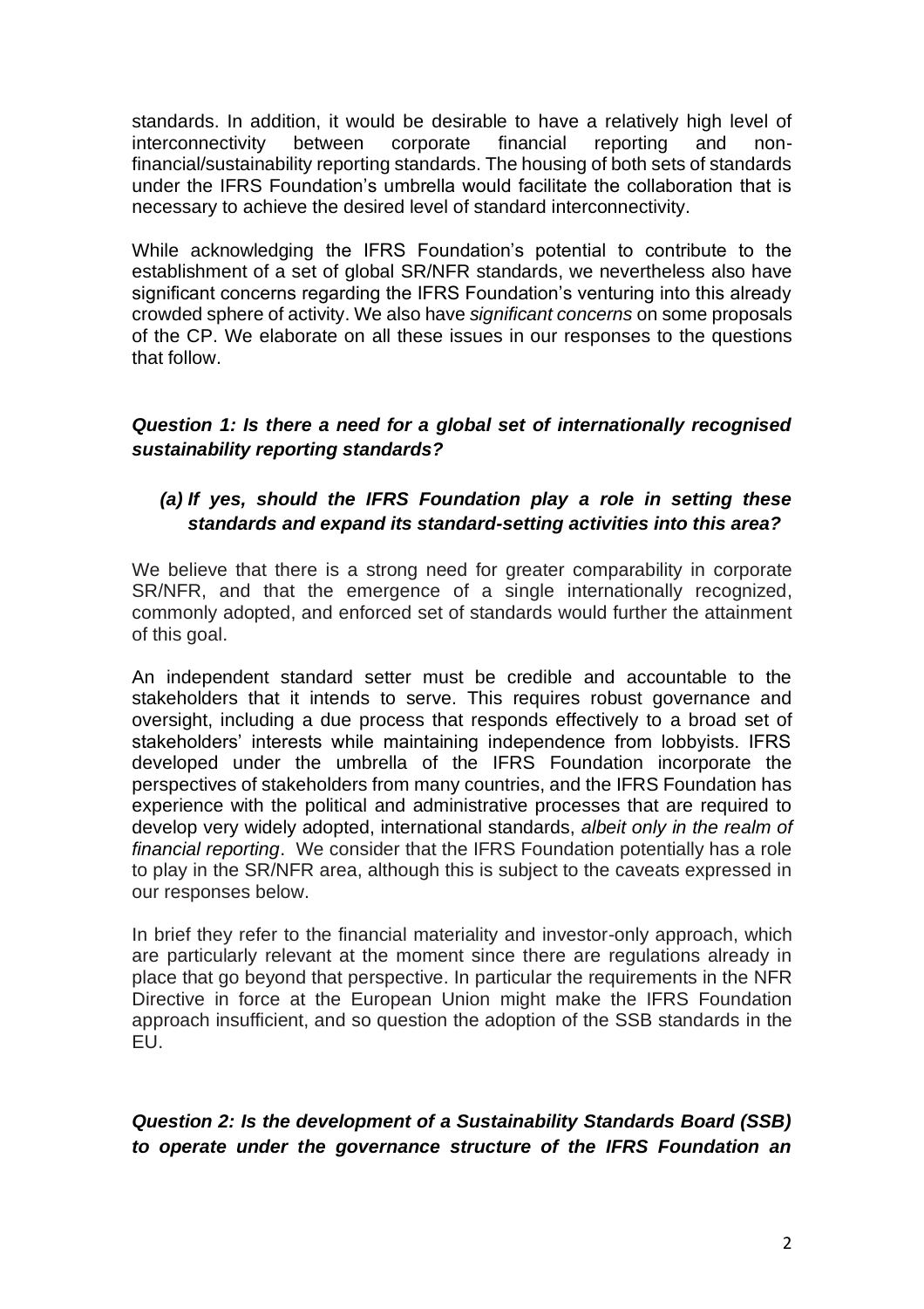standards. In addition, it would be desirable to have a relatively high level of interconnectivity between corporate financial reporting and non-financial/sustainability reporting standards. The housing of both sets of standards under the IFRS Foundation's umbrella would facilitate the collaboration that is necessary to achieve the desired level of standard interconnectivity.

While acknowledging the IFRS Foundation's potential to contribute to the establishment of a set of global SR/NFR standards, we nevertheless also have significant concerns regarding the IFRS Foundation's venturing into this already crowded sphere of activity. We also have *significant concerns* on some proposals of the CP. We elaborate on all these issues in our responses to the questions that follow.

### *Question 1: Is there a need for a global set of internationally recognised sustainability reporting standards?*

#### *(a) If yes, should the IFRS Foundation play a role in setting these standards and expand its standard-setting activities into this area?*

We believe that there is a strong need for greater comparability in corporate SR/NFR, and that the emergence of a single internationally recognized, commonly adopted, and enforced set of standards would further the attainment of this goal.

An independent standard setter must be credible and accountable to the stakeholders that it intends to serve. This requires robust governance and oversight, including a due process that responds effectively to a broad set of stakeholders' interests while maintaining independence from lobbyists. IFRS developed under the umbrella of the IFRS Foundation incorporate the perspectives of stakeholders from many countries, and the IFRS Foundation has experience with the political and administrative processes that are required to develop very widely adopted, international standards, *albeit only in the realm of financial reporting*. We consider that the IFRS Foundation potentially has a role to play in the SR/NFR area, although this is subject to the caveats expressed in our responses below.

In brief they refer to the financial materiality and investor-only approach, which are particularly relevant at the moment since there are regulations already in place that go beyond that perspective. In particular the requirements in the NFR Directive in force at the European Union might make the IFRS Foundation approach insufficient, and so question the adoption of the SSB standards in the EU.

### *Question 2: Is the development of a Sustainability Standards Board (SSB) to operate under the governance structure of the IFRS Foundation an*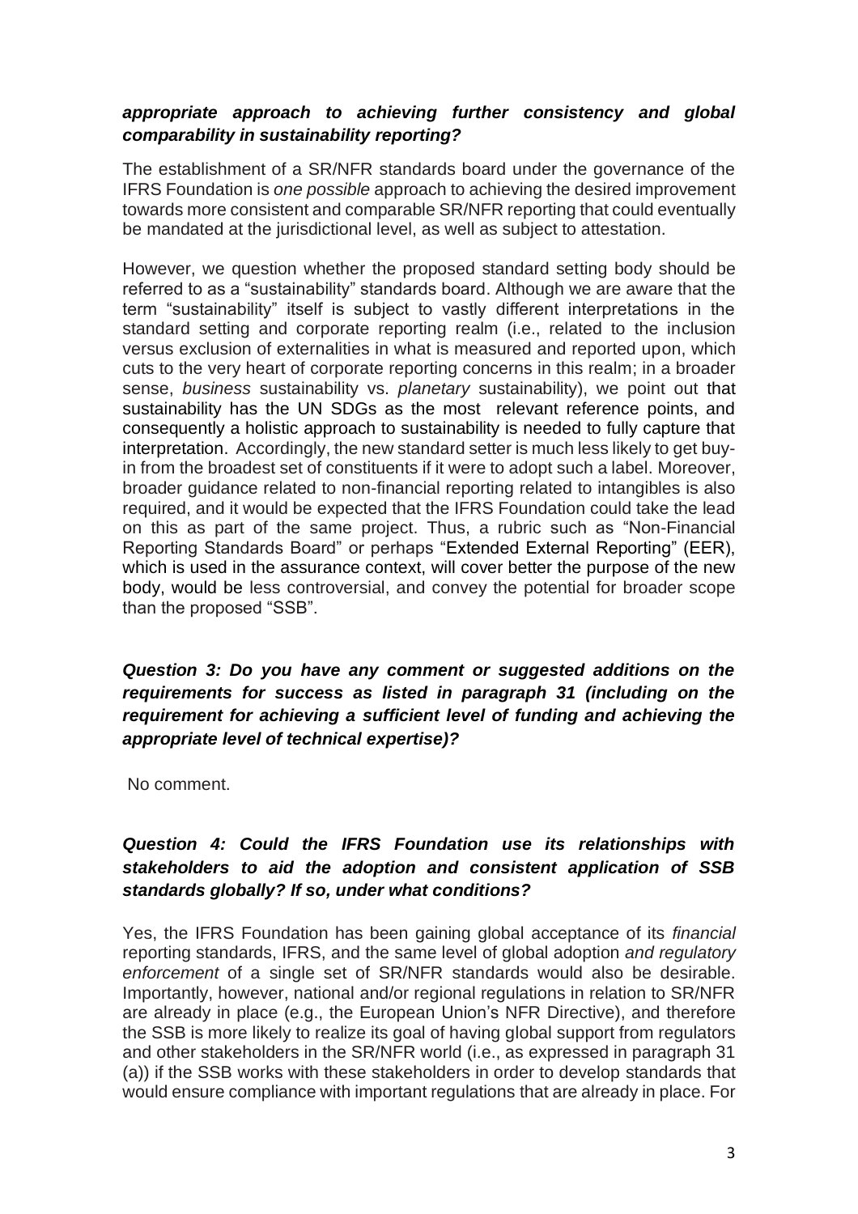***appropriate approach to achieving further consistency and global comparability in sustainability reporting?***

The establishment of a SR/NFR standards board under the governance of the IFRS Foundation is *one possible* approach to achieving the desired improvement towards more consistent and comparable SR/NFR reporting that could eventually be mandated at the jurisdictional level, as well as subject to attestation.

However, we question whether the proposed standard setting body should be referred to as a "sustainability" standards board. Although we are aware that the term "sustainability" itself is subject to vastly different interpretations in the standard setting and corporate reporting realm (i.e., related to the inclusion versus exclusion of externalities in what is measured and reported upon, which cuts to the very heart of corporate reporting concerns in this realm; in a broader sense, *business* sustainability vs. *planetary* sustainability), we point out that sustainability has the UN SDGs as the most relevant reference points, and consequently a holistic approach to sustainability is needed to fully capture that interpretation. Accordingly, the new standard setter is much less likely to get buy-in from the broadest set of constituents if it were to adopt such a label. Moreover, broader guidance related to non-financial reporting related to intangibles is also required, and it would be expected that the IFRS Foundation could take the lead on this as part of the same project. Thus, a rubric such as "Non-Financial Reporting Standards Board" or perhaps "Extended External Reporting" (EER), which is used in the assurance context, will cover better the purpose of the new body, would be less controversial, and convey the potential for broader scope than the proposed "SSB".

***Question 3: Do you have any comment or suggested additions on the requirements for success as listed in paragraph 31 (including on the requirement for achieving a sufficient level of funding and achieving the appropriate level of technical expertise)?***

No comment.

***Question 4: Could the IFRS Foundation use its relationships with stakeholders to aid the adoption and consistent application of SSB standards globally? If so, under what conditions?***

Yes, the IFRS Foundation has been gaining global acceptance of its *financial* reporting standards, IFRS, and the same level of global adoption *and regulatory enforcement* of a single set of SR/NFR standards would also be desirable. Importantly, however, national and/or regional regulations in relation to SR/NFR are already in place (e.g., the European Union's NFR Directive), and therefore the SSB is more likely to realize its goal of having global support from regulators and other stakeholders in the SR/NFR world (i.e., as expressed in paragraph 31 (a)) if the SSB works with these stakeholders in order to develop standards that would ensure compliance with important regulations that are already in place. For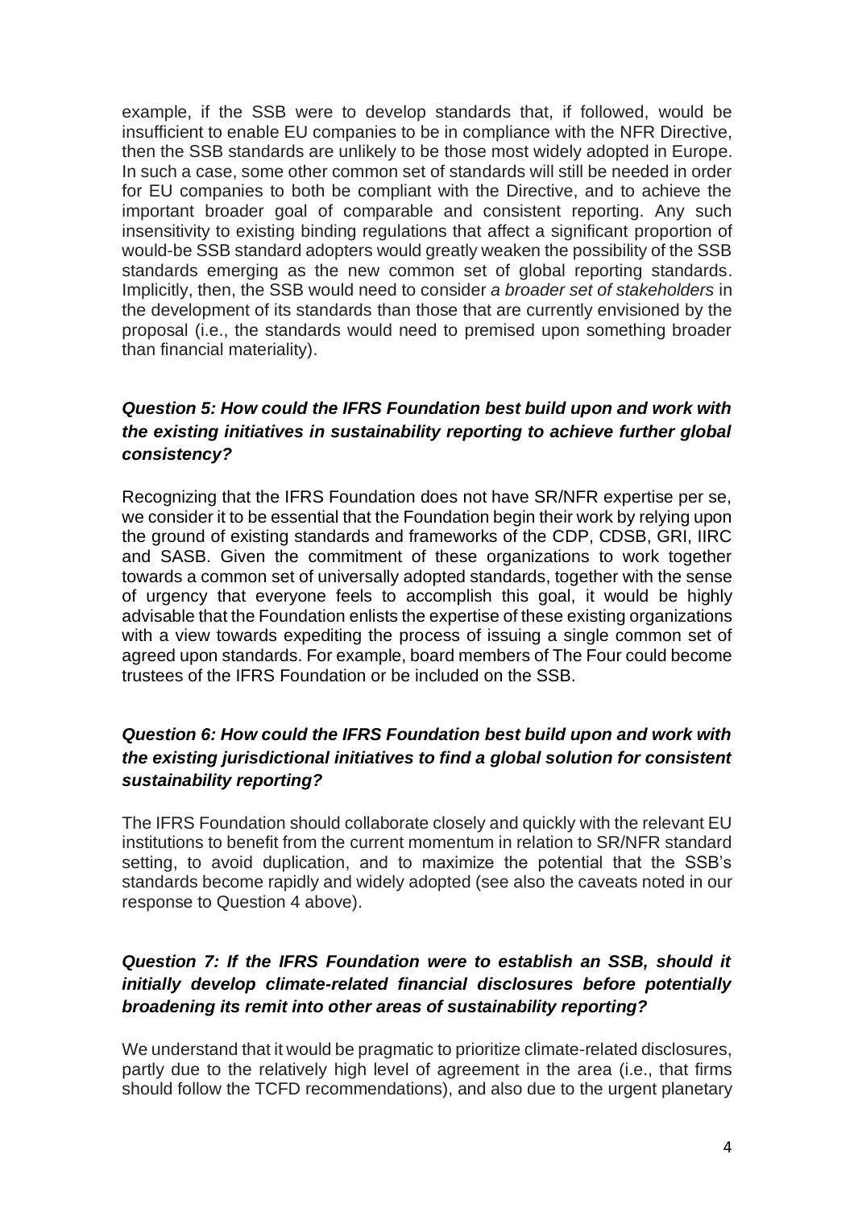example, if the SSB were to develop standards that, if followed, would be insufficient to enable EU companies to be in compliance with the NFR Directive, then the SSB standards are unlikely to be those most widely adopted in Europe. In such a case, some other common set of standards will still be needed in order for EU companies to both be compliant with the Directive, and to achieve the important broader goal of comparable and consistent reporting. Any such insensitivity to existing binding regulations that affect a significant proportion of would-be SSB standard adopters would greatly weaken the possibility of the SSB standards emerging as the new common set of global reporting standards. Implicitly, then, the SSB would need to consider *a broader set of stakeholders* in the development of its standards than those that are currently envisioned by the proposal (i.e., the standards would need to premised upon something broader than financial materiality).

***Question 5: How could the IFRS Foundation best build upon and work with the existing initiatives in sustainability reporting to achieve further global consistency?***

Recognizing that the IFRS Foundation does not have SR/NFR expertise per se, we consider it to be essential that the Foundation begin their work by relying upon the ground of existing standards and frameworks of the CDP, CDSB, GRI, IIRC and SASB. Given the commitment of these organizations to work together towards a common set of universally adopted standards, together with the sense of urgency that everyone feels to accomplish this goal, it would be highly advisable that the Foundation enlists the expertise of these existing organizations with a view towards expediting the process of issuing a single common set of agreed upon standards. For example, board members of The Four could become trustees of the IFRS Foundation or be included on the SSB.

***Question 6: How could the IFRS Foundation best build upon and work with the existing jurisdictional initiatives to find a global solution for consistent sustainability reporting?***

The IFRS Foundation should collaborate closely and quickly with the relevant EU institutions to benefit from the current momentum in relation to SR/NFR standard setting, to avoid duplication, and to maximize the potential that the SSB's standards become rapidly and widely adopted (see also the caveats noted in our response to Question 4 above).

***Question 7: If the IFRS Foundation were to establish an SSB, should it initially develop climate-related financial disclosures before potentially broadening its remit into other areas of sustainability reporting?***

We understand that it would be pragmatic to prioritize climate-related disclosures, partly due to the relatively high level of agreement in the area (i.e., that firms should follow the TCFD recommendations), and also due to the urgent planetary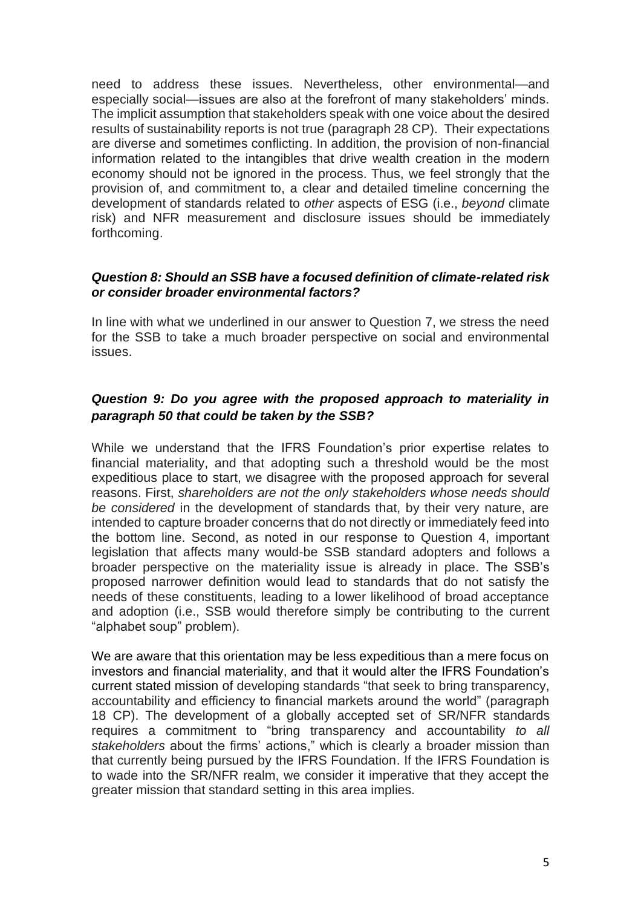need to address these issues. Nevertheless, other environmental—and especially social—issues are also at the forefront of many stakeholders' minds. The implicit assumption that stakeholders speak with one voice about the desired results of sustainability reports is not true (paragraph 28 CP). Their expectations are diverse and sometimes conflicting. In addition, the provision of non-financial information related to the intangibles that drive wealth creation in the modern economy should not be ignored in the process. Thus, we feel strongly that the provision of, and commitment to, a clear and detailed timeline concerning the development of standards related to *other* aspects of ESG (i.e., *beyond* climate risk) and NFR measurement and disclosure issues should be immediately forthcoming.

***Question 8: Should an SSB have a focused definition of climate-related risk or consider broader environmental factors?***

In line with what we underlined in our answer to Question 7, we stress the need for the SSB to take a much broader perspective on social and environmental issues.

***Question 9: Do you agree with the proposed approach to materiality in paragraph 50 that could be taken by the SSB?***

While we understand that the IFRS Foundation's prior expertise relates to financial materiality, and that adopting such a threshold would be the most expeditious place to start, we disagree with the proposed approach for several reasons. First, *shareholders are not the only stakeholders whose needs should be considered* in the development of standards that, by their very nature, are intended to capture broader concerns that do not directly or immediately feed into the bottom line. Second, as noted in our response to Question 4, important legislation that affects many would-be SSB standard adopters and follows a broader perspective on the materiality issue is already in place. The SSB's proposed narrower definition would lead to standards that do not satisfy the needs of these constituents, leading to a lower likelihood of broad acceptance and adoption (i.e., SSB would therefore simply be contributing to the current "alphabet soup" problem).

We are aware that this orientation may be less expeditious than a mere focus on investors and financial materiality, and that it would alter the IFRS Foundation's current stated mission of developing standards "that seek to bring transparency, accountability and efficiency to financial markets around the world" (paragraph 18 CP). The development of a globally accepted set of SR/NFR standards requires a commitment to "bring transparency and accountability *to all stakeholders* about the firms' actions," which is clearly a broader mission than that currently being pursued by the IFRS Foundation. If the IFRS Foundation is to wade into the SR/NFR realm, we consider it imperative that they accept the greater mission that standard setting in this area implies.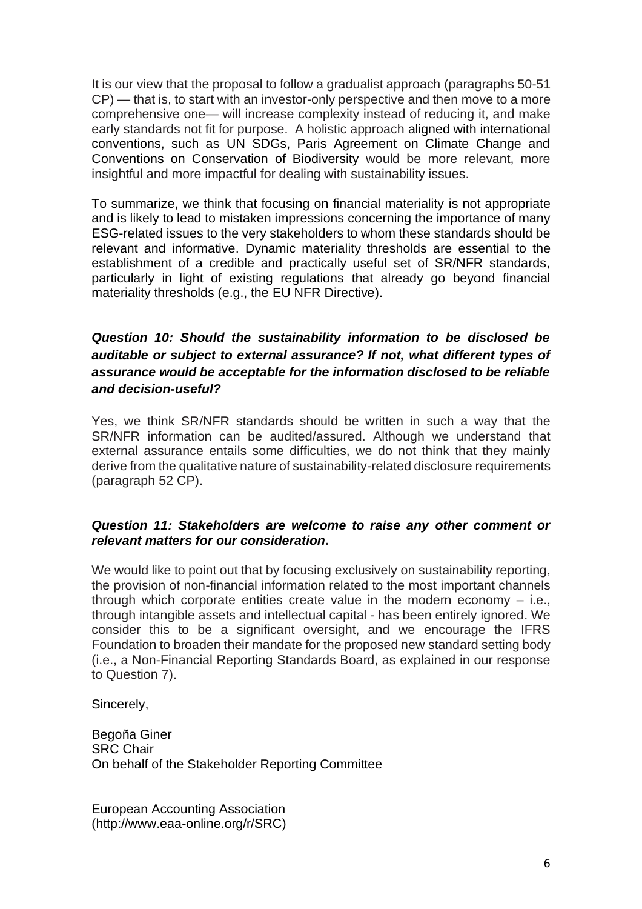It is our view that the proposal to follow a gradualist approach (paragraphs 50-51 CP) — that is, to start with an investor-only perspective and then move to a more comprehensive one— will increase complexity instead of reducing it, and make early standards not fit for purpose. A holistic approach aligned with international conventions, such as UN SDGs, Paris Agreement on Climate Change and Conventions on Conservation of Biodiversity would be more relevant, more insightful and more impactful for dealing with sustainability issues.

To summarize, we think that focusing on financial materiality is not appropriate and is likely to lead to mistaken impressions concerning the importance of many ESG-related issues to the very stakeholders to whom these standards should be relevant and informative. Dynamic materiality thresholds are essential to the establishment of a credible and practically useful set of SR/NFR standards, particularly in light of existing regulations that already go beyond financial materiality thresholds (e.g., the EU NFR Directive).

***Question 10: Should the sustainability information to be disclosed be auditable or subject to external assurance? If not, what different types of assurance would be acceptable for the information disclosed to be reliable and decision-useful?***

Yes, we think SR/NFR standards should be written in such a way that the SR/NFR information can be audited/assured. Although we understand that external assurance entails some difficulties, we do not think that they mainly derive from the qualitative nature of sustainability-related disclosure requirements (paragraph 52 CP).

***Question 11: Stakeholders are welcome to raise any other comment or relevant matters for our consideration.***

We would like to point out that by focusing exclusively on sustainability reporting, the provision of non-financial information related to the most important channels through which corporate entities create value in the modern economy – i.e., through intangible assets and intellectual capital - has been entirely ignored. We consider this to be a significant oversight, and we encourage the IFRS Foundation to broaden their mandate for the proposed new standard setting body (i.e., a Non-Financial Reporting Standards Board, as explained in our response to Question 7).

Sincerely,

Begoña Giner
SRC Chair
On behalf of the Stakeholder Reporting Committee

European Accounting Association
(http://www.eaa-online.org/r/SRC)